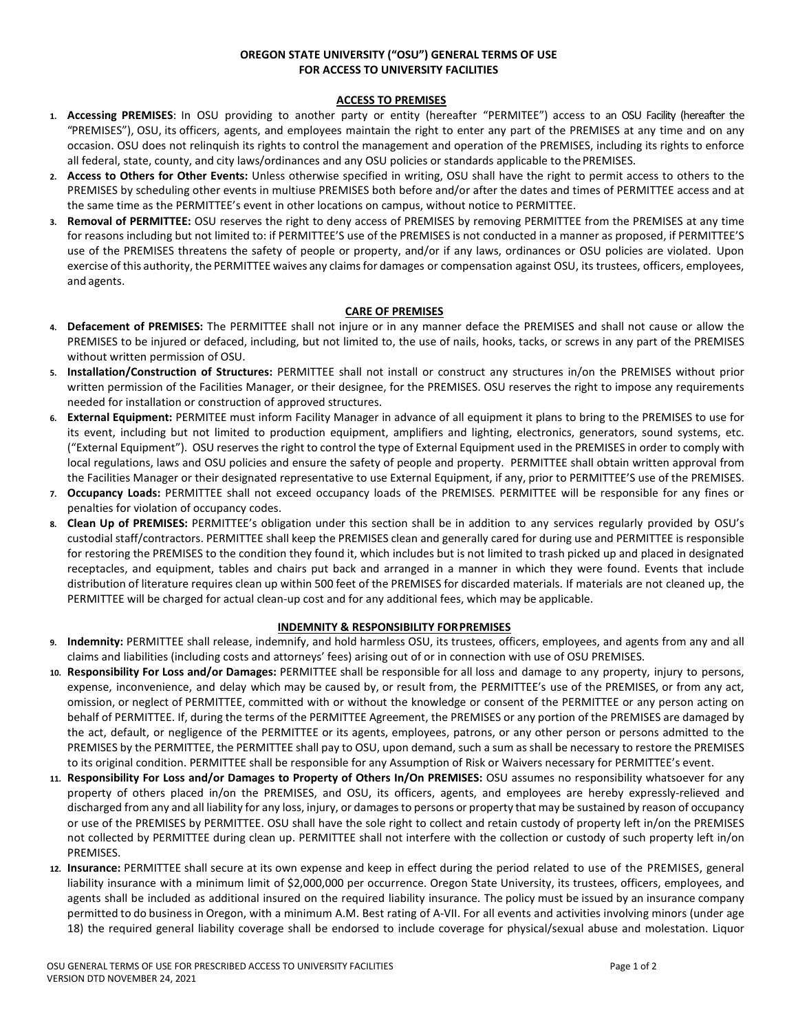# OREGON STATE UNIVERSITY ("OSU") GENERAL TERMS OF USE FOR ACCESS TO UNIVERSITY FACILITIES

## ACCESS TO PREMISES

1. **Accessing PREMISES**: In OSU providing to another party or entity (hereafter "PERMITEE") access to an OSU Facility (hereafter the "PREMISES"), OSU, its officers, agents, and employees maintain the right to enter any part of the PREMISES at any time and on any occasion. OSU does not relinquish its rights to control the management and operation of the PREMISES, including its rights to enforce all federal, state, county, and city laws/ordinances and any OSU policies or standards applicable to the PREMISES.
2. **Access to Others for Other Events:** Unless otherwise specified in writing, OSU shall have the right to permit access to others to the PREMISES by scheduling other events in multiuse PREMISES both before and/or after the dates and times of PERMITTEE access and at the same time as the PERMITTEE's event in other locations on campus, without notice to PERMITTEE.
3. **Removal of PERMITTEE:** OSU reserves the right to deny access of PREMISES by removing PERMITTEE from the PREMISES at any time for reasons including but not limited to: if PERMITTEE'S use of the PREMISES is not conducted in a manner as proposed, if PERMITTEE'S use of the PREMISES threatens the safety of people or property, and/or if any laws, ordinances or OSU policies are violated. Upon exercise of this authority, the PERMITTEE waives any claims for damages or compensation against OSU, its trustees, officers, employees, and agents.

## CARE OF PREMISES

4. **Defacement of PREMISES:** The PERMITTEE shall not injure or in any manner deface the PREMISES and shall not cause or allow the PREMISES to be injured or defaced, including, but not limited to, the use of nails, hooks, tacks, or screws in any part of the PREMISES without written permission of OSU.
5. **Installation/Construction of Structures:** PERMITTEE shall not install or construct any structures in/on the PREMISES without prior written permission of the Facilities Manager, or their designee, for the PREMISES. OSU reserves the right to impose any requirements needed for installation or construction of approved structures.
6. **External Equipment:** PERMITEE must inform Facility Manager in advance of all equipment it plans to bring to the PREMISES to use for its event, including but not limited to production equipment, amplifiers and lighting, electronics, generators, sound systems, etc. ("External Equipment"). OSU reserves the right to control the type of External Equipment used in the PREMISES in order to comply with local regulations, laws and OSU policies and ensure the safety of people and property. PERMITTEE shall obtain written approval from the Facilities Manager or their designated representative to use External Equipment, if any, prior to PERMITTEE'S use of the PREMISES.
7. **Occupancy Loads:** PERMITTEE shall not exceed occupancy loads of the PREMISES. PERMITTEE will be responsible for any fines or penalties for violation of occupancy codes.
8. **Clean Up of PREMISES:** PERMITTEE's obligation under this section shall be in addition to any services regularly provided by OSU's custodial staff/contractors. PERMITTEE shall keep the PREMISES clean and generally cared for during use and PERMITTEE is responsible for restoring the PREMISES to the condition they found it, which includes but is not limited to trash picked up and placed in designated receptacles, and equipment, tables and chairs put back and arranged in a manner in which they were found. Events that include distribution of literature requires clean up within 500 feet of the PREMISES for discarded materials. If materials are not cleaned up, the PERMITTEE will be charged for actual clean-up cost and for any additional fees, which may be applicable.

## INDEMNITY & RESPONSIBILITY FOR PREMISES

9. **Indemnity:** PERMITTEE shall release, indemnify, and hold harmless OSU, its trustees, officers, employees, and agents from any and all claims and liabilities (including costs and attorneys' fees) arising out of or in connection with use of OSU PREMISES.
10. **Responsibility For Loss and/or Damages:** PERMITTEE shall be responsible for all loss and damage to any property, injury to persons, expense, inconvenience, and delay which may be caused by, or result from, the PERMITTEE's use of the PREMISES, or from any act, omission, or neglect of PERMITTEE, committed with or without the knowledge or consent of the PERMITTEE or any person acting on behalf of PERMITTEE. If, during the terms of the PERMITTEE Agreement, the PREMISES or any portion of the PREMISES are damaged by the act, default, or negligence of the PERMITTEE or its agents, employees, patrons, or any other person or persons admitted to the PREMISES by the PERMITTEE, the PERMITTEE shall pay to OSU, upon demand, such a sum as shall be necessary to restore the PREMISES to its original condition. PERMITTEE shall be responsible for any Assumption of Risk or Waivers necessary for PERMITTEE's event.
11. **Responsibility For Loss and/or Damages to Property of Others In/On PREMISES:** OSU assumes no responsibility whatsoever for any property of others placed in/on the PREMISES, and OSU, its officers, agents, and employees are hereby expressly-relieved and discharged from any and all liability for any loss, injury, or damages to persons or property that may be sustained by reason of occupancy or use of the PREMISES by PERMITTEE. OSU shall have the sole right to collect and retain custody of property left in/on the PREMISES not collected by PERMITTEE during clean up. PERMITTEE shall not interfere with the collection or custody of such property left in/on PREMISES.
12. **Insurance:** PERMITTEE shall secure at its own expense and keep in effect during the period related to use of the PREMISES, general liability insurance with a minimum limit of $2,000,000 per occurrence. Oregon State University, its trustees, officers, employees, and agents shall be included as additional insured on the required liability insurance. The policy must be issued by an insurance company permitted to do business in Oregon, with a minimum A.M. Best rating of A-VII. For all events and activities involving minors (under age 18) the required general liability coverage shall be endorsed to include coverage for physical/sexual abuse and molestation. Liquor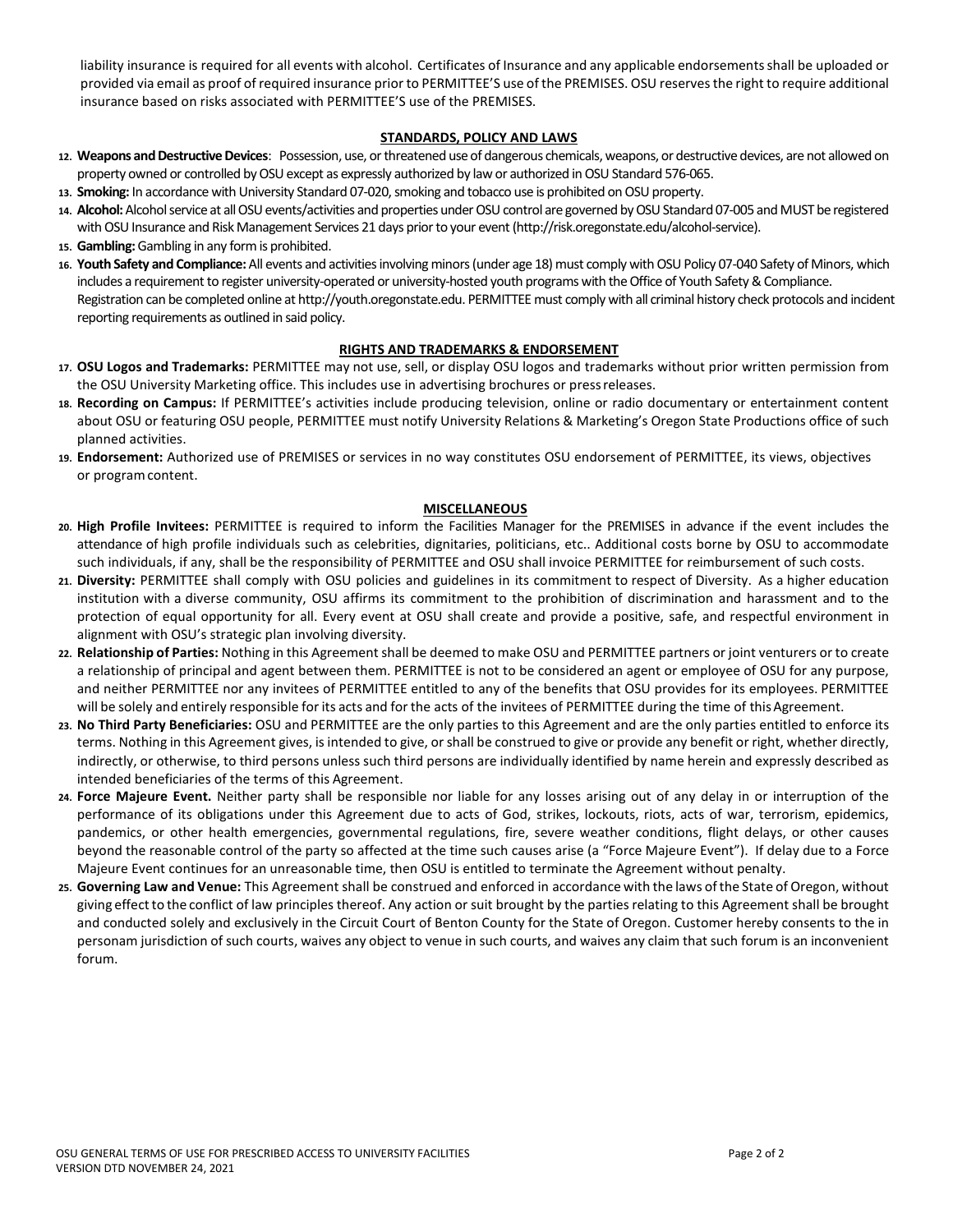liability insurance is required for all events with alcohol. Certificates of Insurance and any applicable endorsements shall be uploaded or provided via email as proof of required insurance prior to PERMITTEE'S use of the PREMISES. OSU reserves the right to require additional insurance based on risks associated with PERMITTEE'S use of the PREMISES.

## STANDARDS, POLICY AND LAWS

12. **Weapons and Destructive Devices**: Possession, use, or threatened use of dangerous chemicals, weapons, or destructive devices, are not allowed on property owned or controlled by OSU except as expressly authorized by law or authorized in OSU Standard 576-065.
13. **Smoking:** In accordance with University Standard 07-020, smoking and tobacco use is prohibited on OSU property.
14. **Alcohol:** Alcohol service at all OSU events/activities and properties under OSU control are governed by OSU Standard 07-005 and MUST be registered with OSU Insurance and Risk Management Services 21 days prior to your event (http://risk.oregonstate.edu/alcohol-service).
15. **Gambling:** Gambling in any form is prohibited.
16. **Youth Safety and Compliance:** All events and activities involving minors (under age 18) must comply with OSU Policy 07-040 Safety of Minors, which includes a requirement to register university-operated or university-hosted youth programs with the Office of Youth Safety & Compliance. Registration can be completed online at http://youth.oregonstate.edu. PERMITTEE must comply with all criminal history check protocols and incident reporting requirements as outlined in said policy.

## RIGHTS AND TRADEMARKS & ENDORSEMENT

17. **OSU Logos and Trademarks:** PERMITTEE may not use, sell, or display OSU logos and trademarks without prior written permission from the OSU University Marketing office. This includes use in advertising brochures or press releases.
18. **Recording on Campus:** If PERMITTEE's activities include producing television, online or radio documentary or entertainment content about OSU or featuring OSU people, PERMITTEE must notify University Relations & Marketing's Oregon State Productions office of such planned activities.
19. **Endorsement:** Authorized use of PREMISES or services in no way constitutes OSU endorsement of PERMITTEE, its views, objectives or program content.

## MISCELLANEOUS

20. **High Profile Invitees:** PERMITTEE is required to inform the Facilities Manager for the PREMISES in advance if the event includes the attendance of high profile individuals such as celebrities, dignitaries, politicians, etc.. Additional costs borne by OSU to accommodate such individuals, if any, shall be the responsibility of PERMITTEE and OSU shall invoice PERMITTEE for reimbursement of such costs.
21. **Diversity:** PERMITTEE shall comply with OSU policies and guidelines in its commitment to respect of Diversity. As a higher education institution with a diverse community, OSU affirms its commitment to the prohibition of discrimination and harassment and to the protection of equal opportunity for all. Every event at OSU shall create and provide a positive, safe, and respectful environment in alignment with OSU's strategic plan involving diversity.
22. **Relationship of Parties:** Nothing in this Agreement shall be deemed to make OSU and PERMITTEE partners or joint venturers or to create a relationship of principal and agent between them. PERMITTEE is not to be considered an agent or employee of OSU for any purpose, and neither PERMITTEE nor any invitees of PERMITTEE entitled to any of the benefits that OSU provides for its employees. PERMITTEE will be solely and entirely responsible for its acts and for the acts of the invitees of PERMITTEE during the time of this Agreement.
23. **No Third Party Beneficiaries:** OSU and PERMITTEE are the only parties to this Agreement and are the only parties entitled to enforce its terms. Nothing in this Agreement gives, is intended to give, or shall be construed to give or provide any benefit or right, whether directly, indirectly, or otherwise, to third persons unless such third persons are individually identified by name herein and expressly described as intended beneficiaries of the terms of this Agreement.
24. **Force Majeure Event.** Neither party shall be responsible nor liable for any losses arising out of any delay in or interruption of the performance of its obligations under this Agreement due to acts of God, strikes, lockouts, riots, acts of war, terrorism, epidemics, pandemics, or other health emergencies, governmental regulations, fire, severe weather conditions, flight delays, or other causes beyond the reasonable control of the party so affected at the time such causes arise (a "Force Majeure Event"). If delay due to a Force Majeure Event continues for an unreasonable time, then OSU is entitled to terminate the Agreement without penalty.
25. **Governing Law and Venue:** This Agreement shall be construed and enforced in accordance with the laws of the State of Oregon, without giving effect to the conflict of law principles thereof. Any action or suit brought by the parties relating to this Agreement shall be brought and conducted solely and exclusively in the Circuit Court of Benton County for the State of Oregon. Customer hereby consents to the in personam jurisdiction of such courts, waives any object to venue in such courts, and waives any claim that such forum is an inconvenient forum.